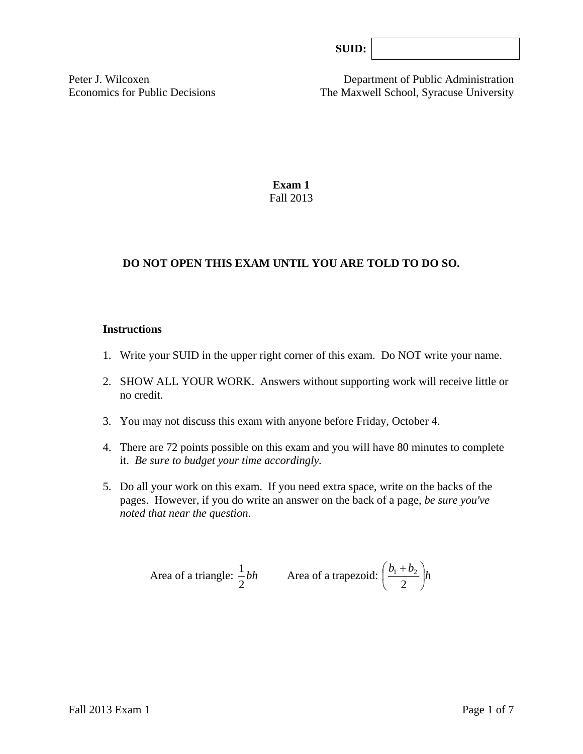**SUID:** 

Peter J. Wilcoxen
Economics for Public Decisions

Department of Public Administration
The Maxwell School, Syracuse University

# Exam 1

Fall 2013

**DO NOT OPEN THIS EXAM UNTIL YOU ARE TOLD TO DO SO.**

**Instructions**

1. Write your SUID in the upper right corner of this exam. Do NOT write your name.
2. SHOW ALL YOUR WORK. Answers without supporting work will receive little or no credit.
3. You may not discuss this exam with anyone before Friday, October 4.
4. There are 72 points possible on this exam and you will have 80 minutes to complete it. *Be sure to budget your time accordingly.*
5. Do all your work on this exam. If you need extra space, write on the backs of the pages. However, if you do write an answer on the back of a page, *be sure you've noted that near the question*.

Area of a triangle: $\frac{1}{2}bh$ Area of a trapezoid: $\left(\frac{b_1 + b_2}{2}\right)h$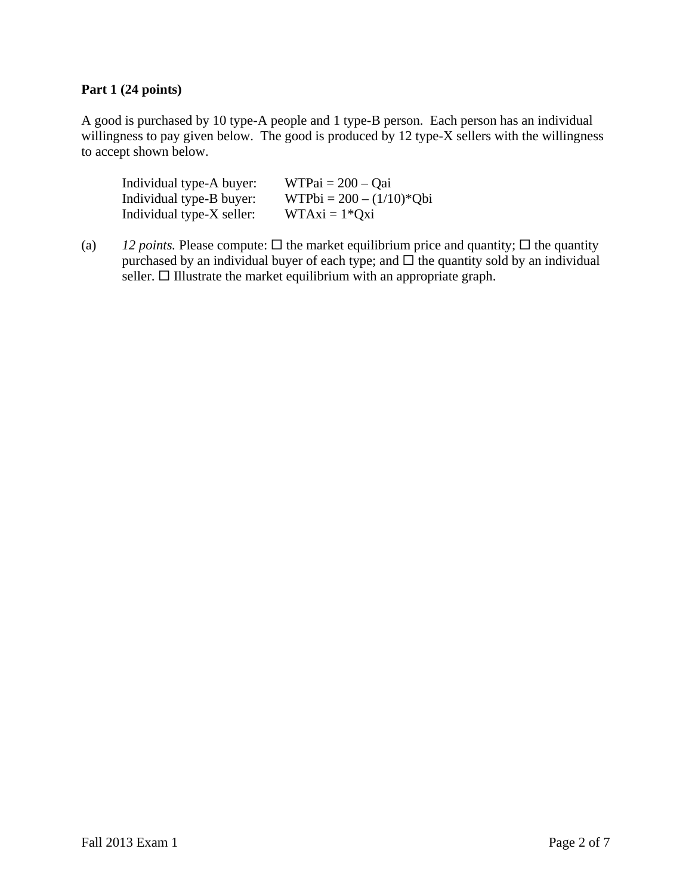**Part 1 (24 points)**

A good is purchased by 10 type-A people and 1 type-B person. Each person has an individual willingness to pay given below. The good is produced by 12 type-X sellers with the willingness to accept shown below.

| | |
|---|---|
| Individual type-A buyer: | $WTPai = 200 - Qai$ |
| Individual type-B buyer: | $WTPbi = 200 - (1/10)*Qbi$ |
| Individual type-X seller: | $WTAxi = 1*Qxi$ |

(a) *12 points.* Please compute: ☐ the market equilibrium price and quantity; ☐ the quantity purchased by an individual buyer of each type; and ☐ the quantity sold by an individual seller. ☐ Illustrate the market equilibrium with an appropriate graph.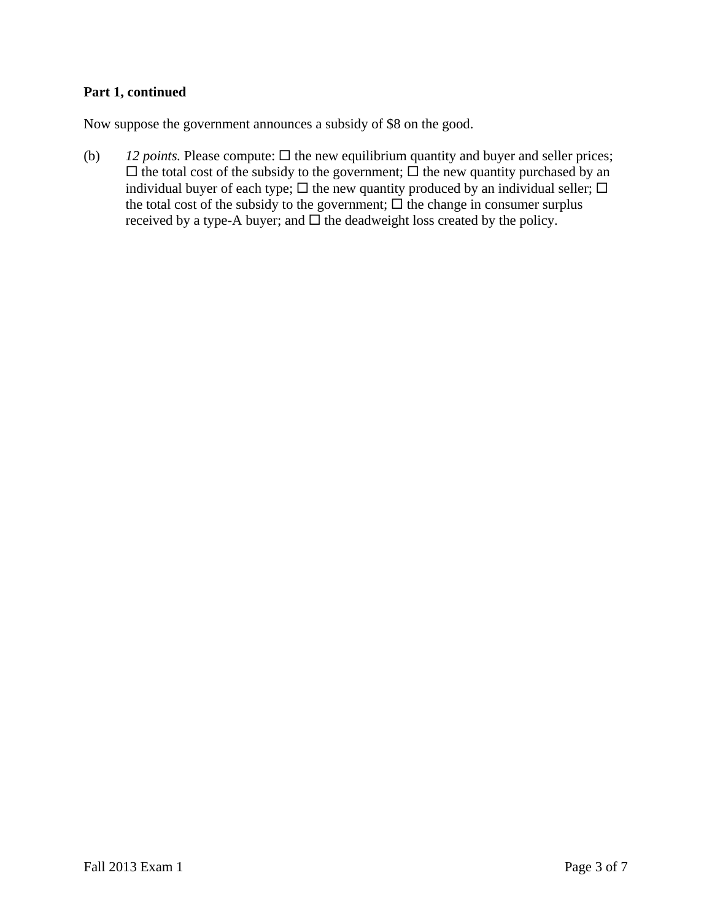**Part 1, continued**

Now suppose the government announces a subsidy of $8 on the good.

(b) *12 points.* Please compute: ☐ the new equilibrium quantity and buyer and seller prices; ☐ the total cost of the subsidy to the government; ☐ the new quantity purchased by an individual buyer of each type; ☐ the new quantity produced by an individual seller; ☐ the total cost of the subsidy to the government; ☐ the change in consumer surplus received by a type-A buyer; and ☐ the deadweight loss created by the policy.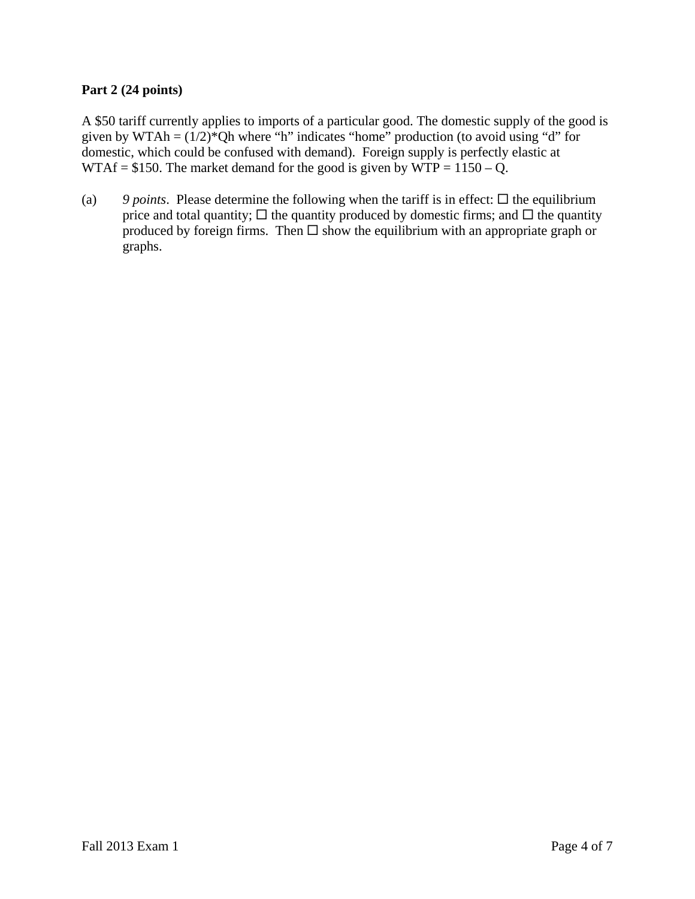**Part 2 (24 points)**

A \$50 tariff currently applies to imports of a particular good. The domestic supply of the good is given by WTAh = (1/2)*Qh where "h" indicates "home" production (to avoid using "d" for domestic, which could be confused with demand). Foreign supply is perfectly elastic at WTAf = \$150. The market demand for the good is given by WTP = 1150 – Q.

(a) *9 points*. Please determine the following when the tariff is in effect: ☐ the equilibrium price and total quantity; ☐ the quantity produced by domestic firms; and ☐ the quantity produced by foreign firms. Then ☐ show the equilibrium with an appropriate graph or graphs.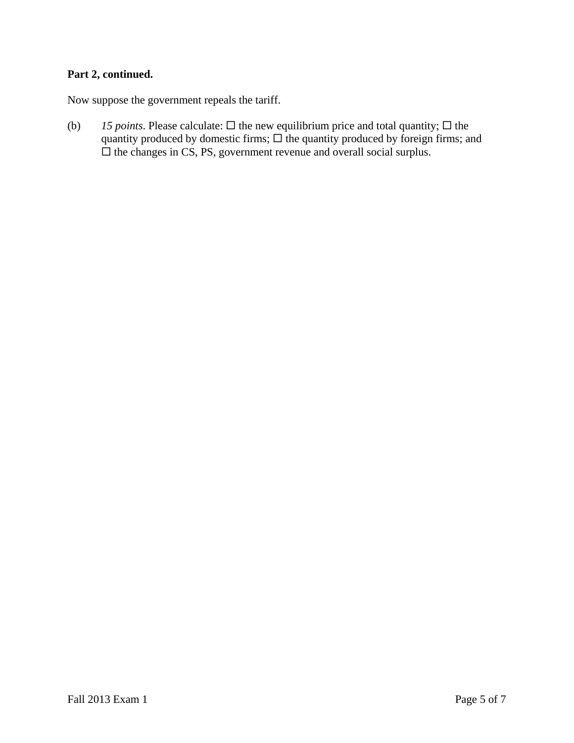**Part 2, continued.**

Now suppose the government repeals the tariff.

(b) *15 points*. Please calculate: ☐ the new equilibrium price and total quantity; ☐ the quantity produced by domestic firms; ☐ the quantity produced by foreign firms; and ☐ the changes in CS, PS, government revenue and overall social surplus.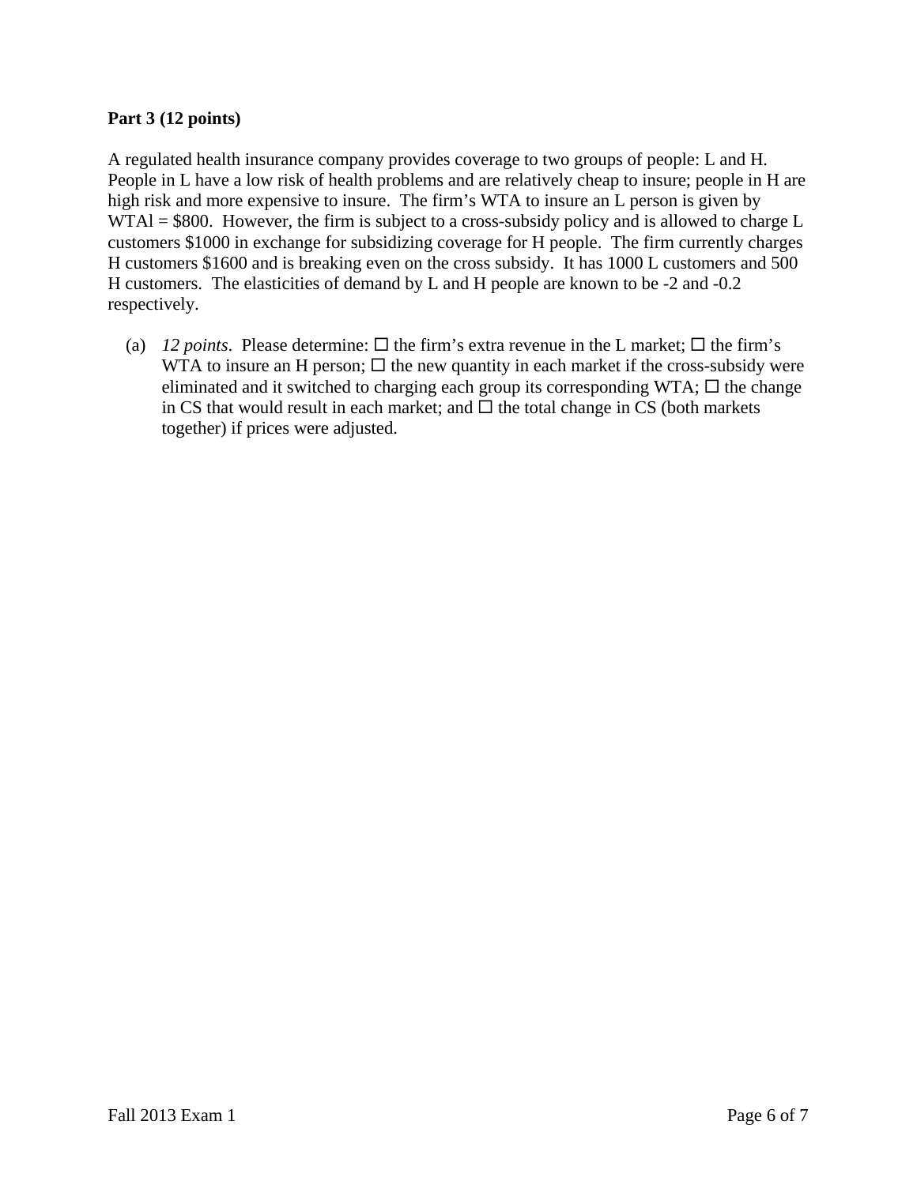**Part 3 (12 points)**

A regulated health insurance company provides coverage to two groups of people: L and H. People in L have a low risk of health problems and are relatively cheap to insure; people in H are high risk and more expensive to insure. The firm's WTA to insure an L person is given by WTAl = \$800. However, the firm is subject to a cross-subsidy policy and is allowed to charge L customers \$1000 in exchange for subsidizing coverage for H people. The firm currently charges H customers \$1600 and is breaking even on the cross subsidy. It has 1000 L customers and 500 H customers. The elasticities of demand by L and H people are known to be -2 and -0.2 respectively.

(a) *12 points*. Please determine: ☐ the firm's extra revenue in the L market; ☐ the firm's WTA to insure an H person; ☐ the new quantity in each market if the cross-subsidy were eliminated and it switched to charging each group its corresponding WTA; ☐ the change in CS that would result in each market; and ☐ the total change in CS (both markets together) if prices were adjusted.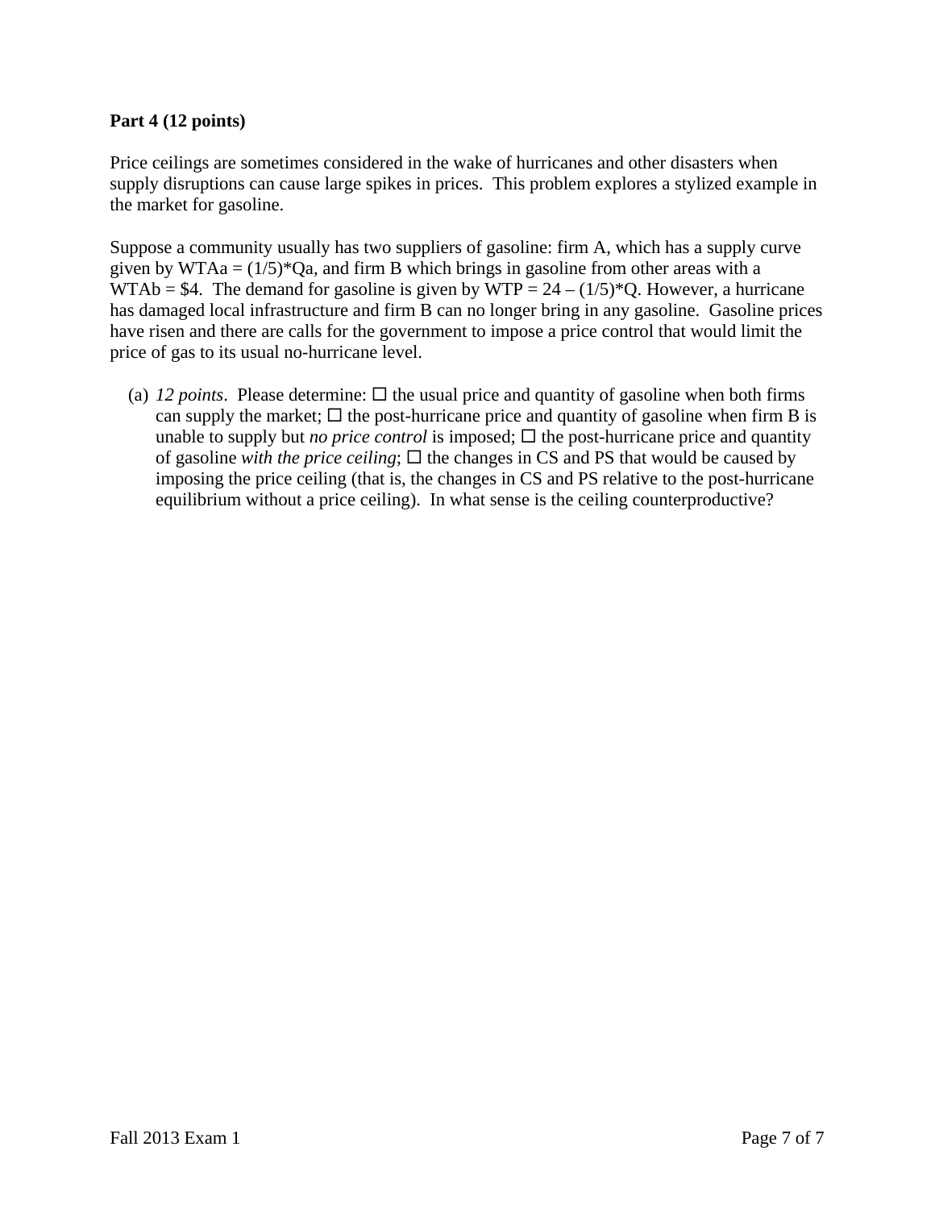**Part 4 (12 points)**

Price ceilings are sometimes considered in the wake of hurricanes and other disasters when supply disruptions can cause large spikes in prices. This problem explores a stylized example in the market for gasoline.

Suppose a community usually has two suppliers of gasoline: firm A, which has a supply curve given by $WTAa = (1/5)*Qa$, and firm B which brings in gasoline from other areas with a $WTAb = \$4$. The demand for gasoline is given by $WTP = 24 – (1/5)*Q$. However, a hurricane has damaged local infrastructure and firm B can no longer bring in any gasoline. Gasoline prices have risen and there are calls for the government to impose a price control that would limit the price of gas to its usual no-hurricane level.

(a) *12 points*. Please determine: ☐ the usual price and quantity of gasoline when both firms can supply the market; ☐ the post-hurricane price and quantity of gasoline when firm B is unable to supply but *no price control* is imposed; ☐ the post-hurricane price and quantity of gasoline *with the price ceiling*; ☐ the changes in CS and PS that would be caused by imposing the price ceiling (that is, the changes in CS and PS relative to the post-hurricane equilibrium without a price ceiling). In what sense is the ceiling counterproductive?